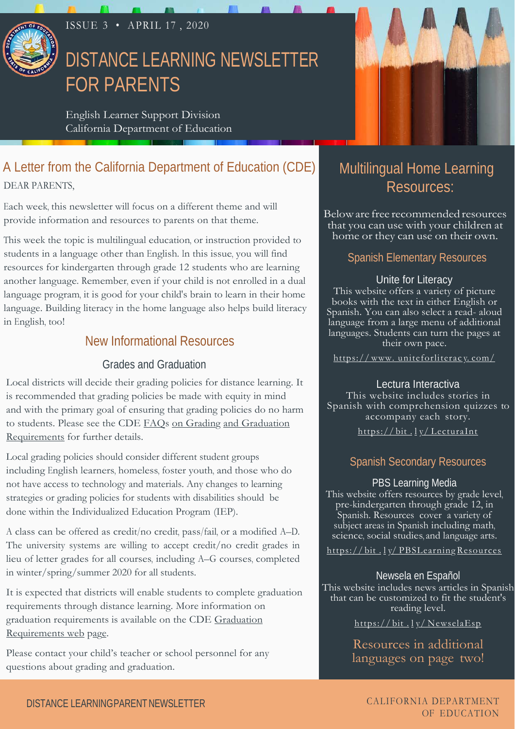ISSUE 3 • APRIL 17, 2020

# DISTANCE LEARNING NEWSLETTER FOR PARENTS

English Learner Support Division
California Department of Education

## A Letter from the California Department of Education (CDE)

DEAR PARENTS,

Each week, this newsletter will focus on a different theme and will provide information and resources to parents on that theme.

This week the topic is multilingual education, or instruction provided to students in a language other than English. In this issue, you will find resources for kindergarten through grade 12 students who are learning another language. Remember, even if your child is not enrolled in a dual language program, it is good for your child's brain to learn in their home language. Building literacy in the home language also helps build literacy in English, too!

## New Informational Resources

### Grades and Graduation

Local districts will decide their grading policies for distance learning. It is recommended that grading policies be made with equity in mind and with the primary goal of ensuring that grading policies do no harm to students. Please see the CDE FAQs on Grading and Graduation Requirements for further details.

Local grading policies should consider different student groups including English learners, homeless, foster youth, and those who do not have access to technology and materials. Any changes to learning strategies or grading policies for students with disabilities should be done within the Individualized Education Program (IEP).

A class can be offered as credit/no credit, pass/fail, or a modified A–D. The university systems are willing to accept credit/no credit grades in lieu of letter grades for all courses, including A–G courses, completed in winter/spring/summer 2020 for all students.

It is expected that districts will enable students to complete graduation requirements through distance learning. More information on graduation requirements is available on the CDE Graduation Requirements web page.

Please contact your child's teacher or school personnel for any questions about grading and graduation.

## Multilingual Home Learning Resources:

Below are free recommended resources that you can use with your children at home or they can use on their own.

### Spanish Elementary Resources

**Unite for Literacy**

This website offers a variety of picture books with the text in either English or Spanish. You can also select a read- aloud language from a large menu of additional languages. Students can turn the pages at their own pace.

https://www.uniteforliteracy.com/

**Lectura Interactiva**

This website includes stories in Spanish with comprehension quizzes to accompany each story.

https://bit.ly/LecturaInt

### Spanish Secondary Resources

**PBS Learning Media**

This website offers resources by grade level, pre-kindergarten through grade 12, in Spanish. Resources cover a variety of subject areas in Spanish including math, science, social studies, and language arts.

https://bit.ly/PBSLearningResources

**Newsela en Español**

This website includes news articles in Spanish that can be customized to fit the student's reading level.

https://bit.ly/NewselaEsp

Resources in additional languages on page two!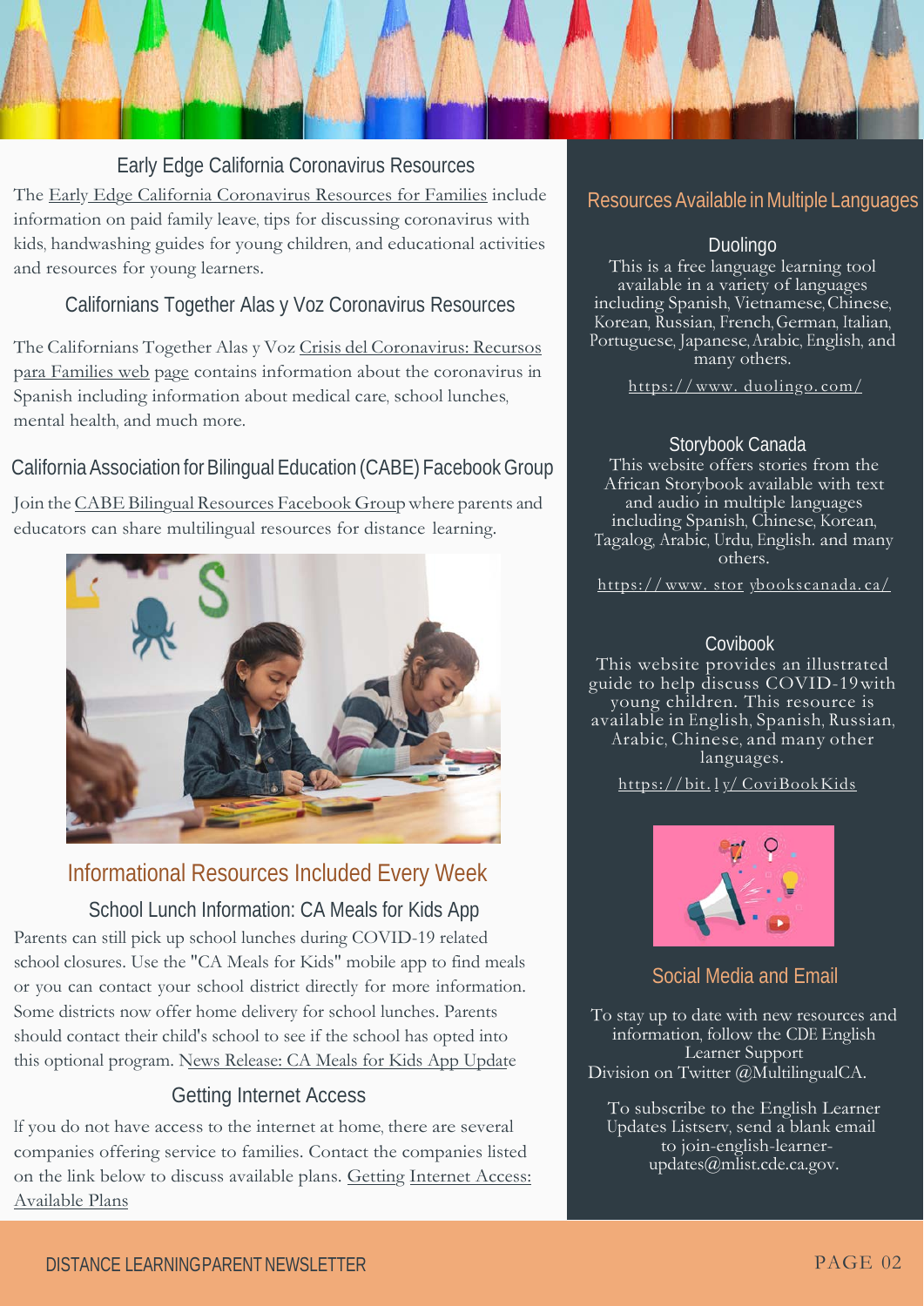## Early Edge California Coronavirus Resources

The Early Edge California Coronavirus Resources for Families include information on paid family leave, tips for discussing coronavirus with kids, handwashing guides for young children, and educational activities and resources for young learners.

## Californians Together Alas y Voz Coronavirus Resources

The Californians Together Alas y Voz Crisis del Coronavirus: Recursos para Families web page contains information about the coronavirus in Spanish including information about medical care, school lunches, mental health, and much more.

## California Association for Bilingual Education (CABE) Facebook Group

Join the CABE Bilingual Resources Facebook Group where parents and educators can share multilingual resources for distance learning.

## Informational Resources Included Every Week

### School Lunch Information: CA Meals for Kids App

Parents can still pick up school lunches during COVID-19 related school closures. Use the "CA Meals for Kids" mobile app to find meals or you can contact your school district directly for more information. Some districts now offer home delivery for school lunches. Parents should contact their child's school to see if the school has opted into this optional program. News Release: CA Meals for Kids App Update

### Getting Internet Access

If you do not have access to the internet at home, there are several companies offering service to families. Contact the companies listed on the link below to discuss available plans. Getting Internet Access: Available Plans

## Resources Available in Multiple Languages

### Duolingo

This is a free language learning tool available in a variety of languages including Spanish, Vietnamese, Chinese, Korean, Russian, French, German, Italian, Portuguese, Japanese, Arabic, English, and many others.

https://www.duolingo.com/

### Storybook Canada

This website offers stories from the African Storybook available with text and audio in multiple languages including Spanish, Chinese, Korean, Tagalog, Arabic, Urdu, English. and many others.

https://www.storybookscanada.ca/

### Covibook

This website provides an illustrated guide to help discuss COVID-19 with young children. This resource is available in English, Spanish, Russian, Arabic, Chinese, and many other languages.

https://bit.ly/CoviBookKids

## Social Media and Email

To stay up to date with new resources and information, follow the CDE English Learner Support Division on Twitter @MultilingualCA.

To subscribe to the English Learner Updates Listserv, send a blank email to join-english-learner-updates@mlist.cde.ca.gov.